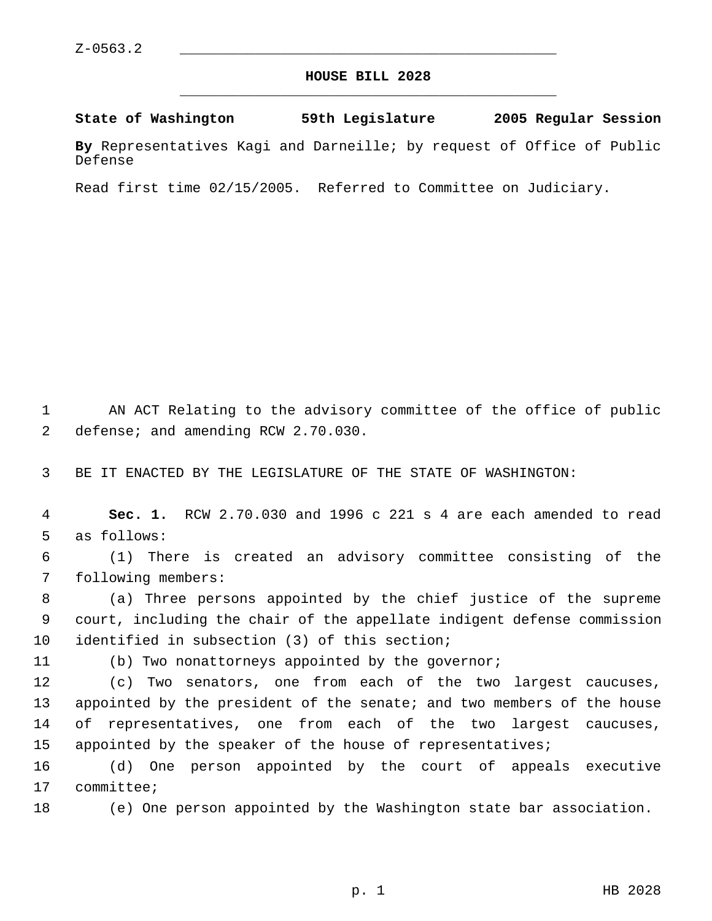Z-0563.2

# HOUSE BILL 2028

**State of Washington 59th Legislature 2005 Regular Session**

**By** Representatives Kagi and Darneille; by request of Office of Public Defense

Read first time 02/15/2005. Referred to Committee on Judiciary.

AN ACT Relating to the advisory committee of the office of public defense; and amending RCW 2.70.030.

BE IT ENACTED BY THE LEGISLATURE OF THE STATE OF WASHINGTON:

**Sec. 1.** RCW 2.70.030 and 1996 c 221 s 4 are each amended to read as follows:

(1) There is created an advisory committee consisting of the following members:

(a) Three persons appointed by the chief justice of the supreme court, including the chair of the appellate indigent defense commission identified in subsection (3) of this section;

(b) Two nonattorneys appointed by the governor;

(c) Two senators, one from each of the two largest caucuses, appointed by the president of the senate; and two members of the house of representatives, one from each of the two largest caucuses, appointed by the speaker of the house of representatives;

(d) One person appointed by the court of appeals executive committee;

(e) One person appointed by the Washington state bar association.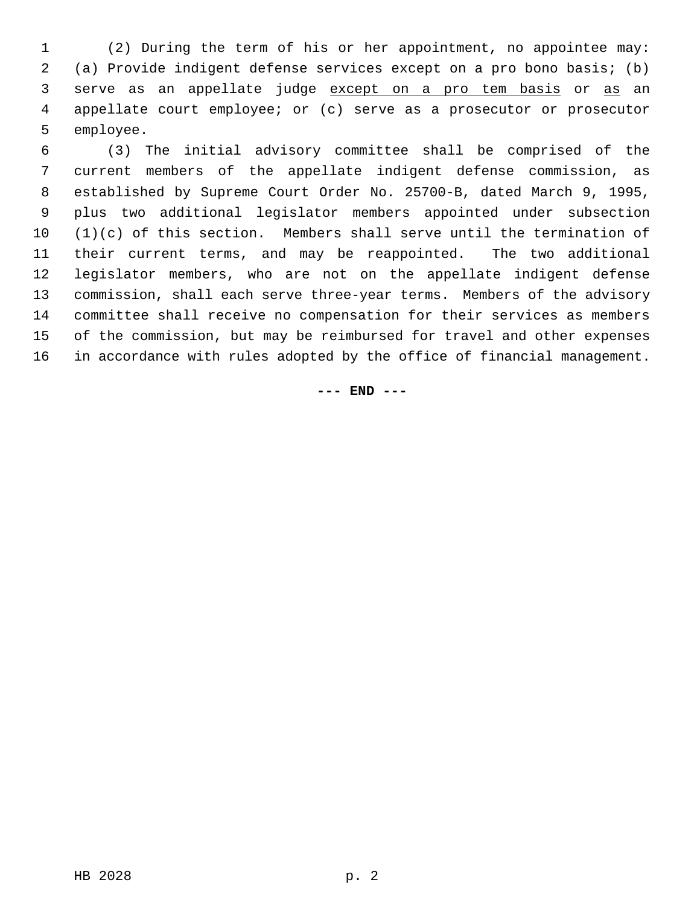(2) During the term of his or her appointment, no appointee may: (a) Provide indigent defense services except on a pro bono basis; (b) serve as an appellate judge <u>except on a pro tem basis</u> or <u>as</u> an appellate court employee; or (c) serve as a prosecutor or prosecutor employee.

(3) The initial advisory committee shall be comprised of the current members of the appellate indigent defense commission, as established by Supreme Court Order No. 25700-B, dated March 9, 1995, plus two additional legislator members appointed under subsection (1)(c) of this section. Members shall serve until the termination of their current terms, and may be reappointed. The two additional legislator members, who are not on the appellate indigent defense commission, shall each serve three-year terms. Members of the advisory committee shall receive no compensation for their services as members of the commission, but may be reimbursed for travel and other expenses in accordance with rules adopted by the office of financial management.

**--- END ---**